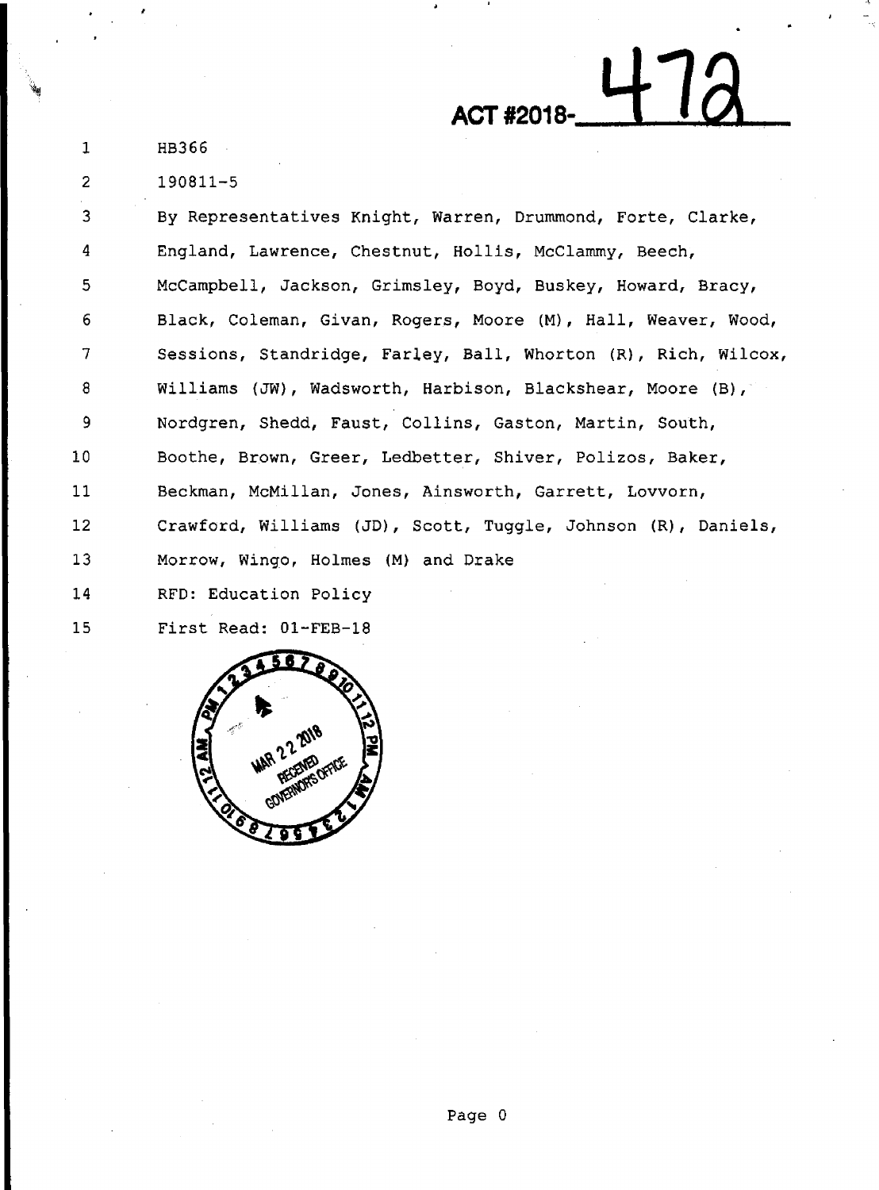**ACT #2018-472**

HB366

190811-5

By Representatives Knight, Warren, Drummond, Forte, Clarke, England, Lawrence, Chestnut, Hollis, McClammy, Beech, McCampbell, Jackson, Grimsley, Boyd, Buskey, Howard, Bracy, Black, Coleman, Givan, Rogers, Moore (M), Hall, Weaver, Wood, Sessions, Standridge, Farley, Ball, Whorton (R), Rich, Wilcox, Williams (JW), Wadsworth, Harbison, Blackshear, Moore (B), Nordgren, Shedd, Faust, Collins, Gaston, Martin, South, Boothe, Brown, Greer, Ledbetter, Shiver, Polizos, Baker, Beckman, McMillan, Jones, Ainsworth, Garrett, Lovvorn, Crawford, Williams (JD), Scott, Tuggle, Johnson (R), Daniels, Morrow, Wingo, Holmes (M) and Drake

RFD: Education Policy

First Read: 01-FEB-18

MAR 22 2018 RECEIVED GOVERNOR'S OFFICE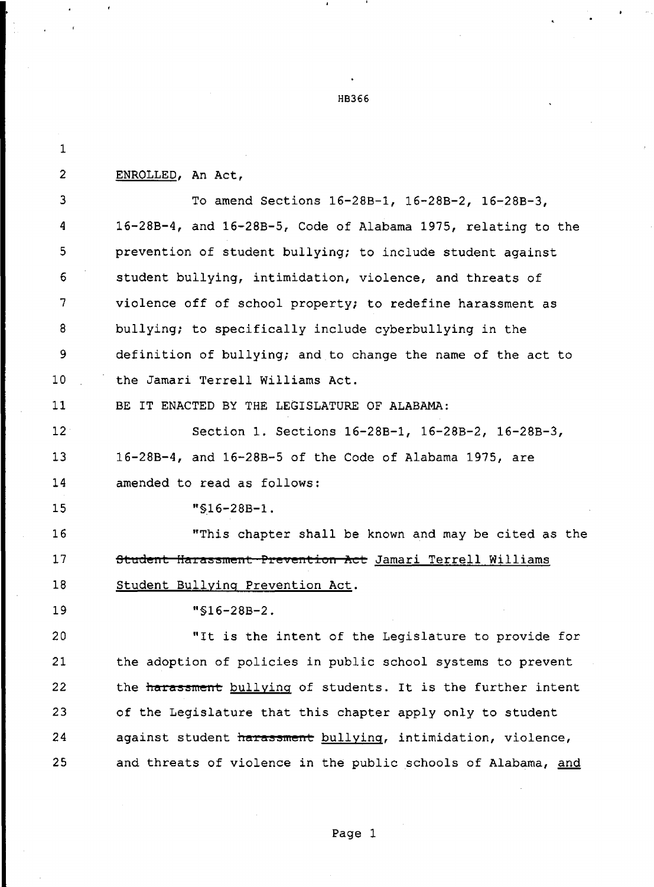ENROLLED, An Act,

To amend Sections 16-28B-1, 16-28B-2, 16-28B-3, 16-28B-4, and 16-28B-5, Code of Alabama 1975, relating to the prevention of student bullying; to include student against student bullying, intimidation, violence, and threats of violence off of school property; to redefine harassment as bullying; to specifically include cyberbullying in the definition of bullying; and to change the name of the act to the Jamari Terrell Williams Act.

BE IT ENACTED BY THE LEGISLATURE OF ALABAMA:

Section 1. Sections 16-28B-1, 16-28B-2, 16-28B-3, 16-28B-4, and 16-28B-5 of the Code of Alabama 1975, are amended to read as follows:

"§16-28B-1.

"This chapter shall be known and may be cited as the ~~Student Harassment Prevention Act~~ <u>Jamari Terrell Williams Student Bullying Prevention Act</u>.

"§16-28B-2.

"It is the intent of the Legislature to provide for the adoption of policies in public school systems to prevent the ~~harassment~~ <u>bullying</u> of students. It is the further intent of the Legislature that this chapter apply only to student against student ~~harassment~~ <u>bullying</u>, intimidation, violence, and threats of violence in the public schools of Alabama, <u>and</u>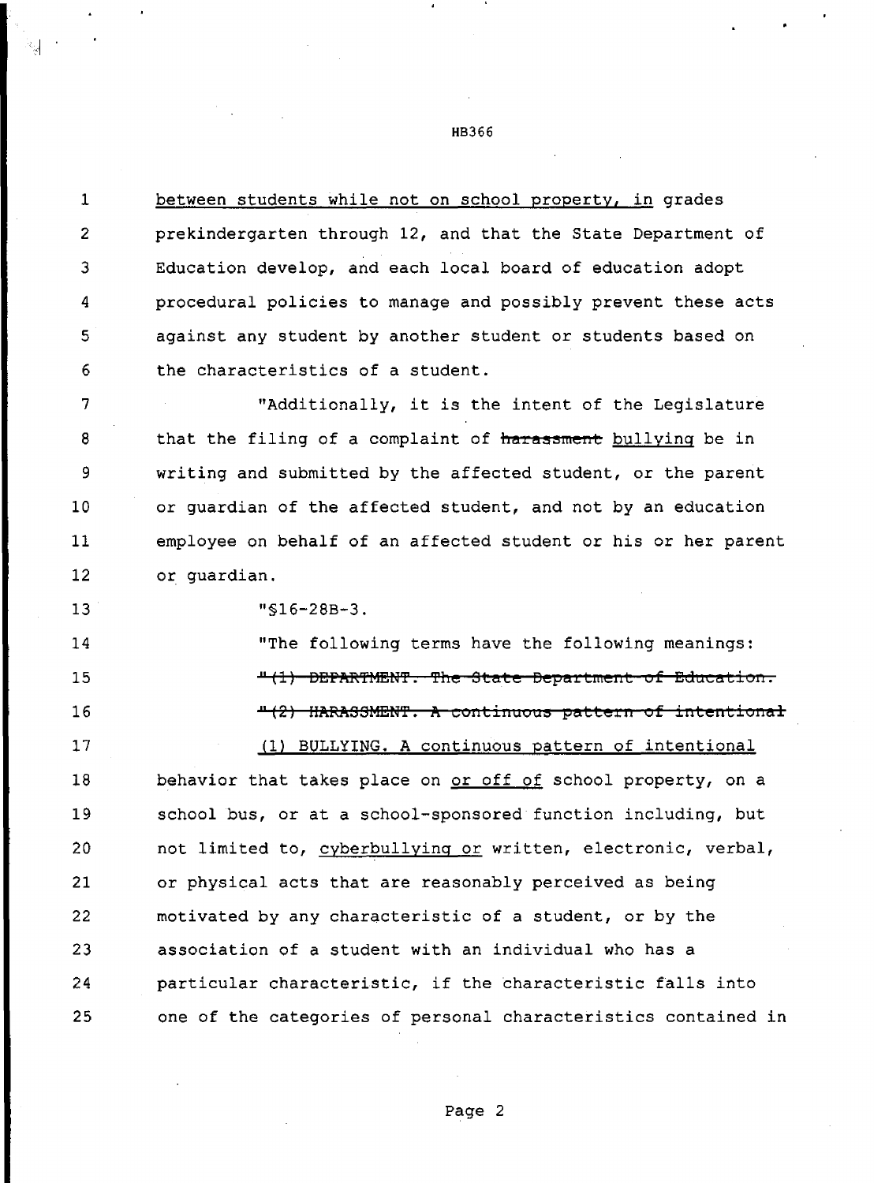between students while not on school property, in grades prekindergarten through 12, and that the State Department of Education develop, and each local board of education adopt procedural policies to manage and possibly prevent these acts against any student by another student or students based on the characteristics of a student.

"Additionally, it is the intent of the Legislature that the filing of a complaint of ~~harassment~~ bullying be in writing and submitted by the affected student, or the parent or guardian of the affected student, and not by an education employee on behalf of an affected student or his or her parent or guardian.

"§16-28B-3.

"The following terms have the following meanings:

~~"(1) DEPARTMENT. The State Department of Education.~~

~~"(2) HARASSMENT. A continuous pattern of intentional~~

(1) BULLYING. A continuous pattern of intentional behavior that takes place on or off of school property, on a school bus, or at a school-sponsored function including, but not limited to, cyberbullying or written, electronic, verbal, or physical acts that are reasonably perceived as being motivated by any characteristic of a student, or by the association of a student with an individual who has a particular characteristic, if the characteristic falls into one of the categories of personal characteristics contained in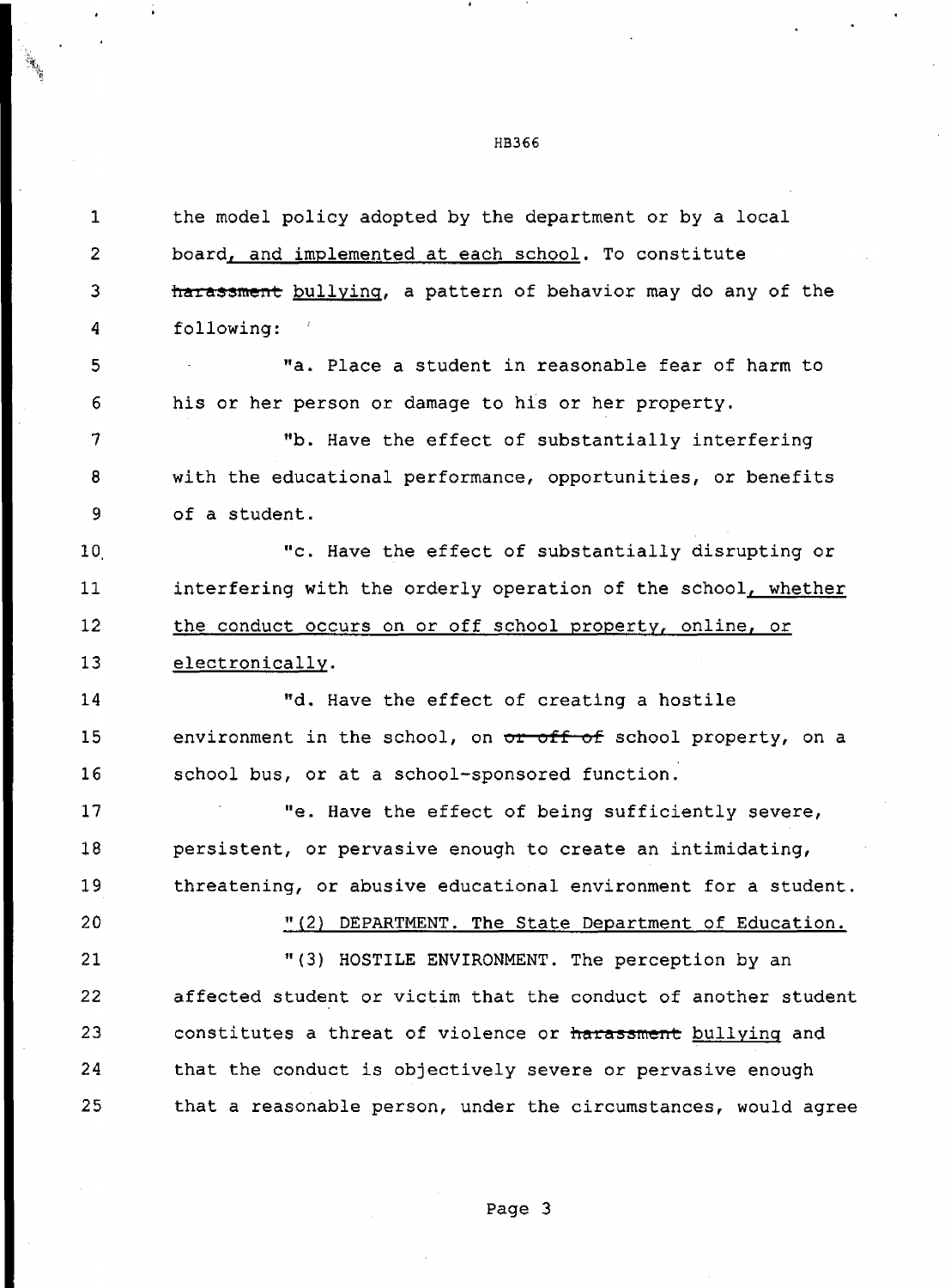the model policy adopted by the department or by a local board, and implemented at each school. To constitute ~~harassment~~ bullying, a pattern of behavior may do any of the following:

"a. Place a student in reasonable fear of harm to his or her person or damage to his or her property.

"b. Have the effect of substantially interfering with the educational performance, opportunities, or benefits of a student.

"c. Have the effect of substantially disrupting or interfering with the orderly operation of the school, whether the conduct occurs on or off school property, online, or electronically.

"d. Have the effect of creating a hostile environment in the school, on ~~or off of~~ school property, on a school bus, or at a school-sponsored function.

"e. Have the effect of being sufficiently severe, persistent, or pervasive enough to create an intimidating, threatening, or abusive educational environment for a student.

"(2) DEPARTMENT. The State Department of Education.

"(3) HOSTILE ENVIRONMENT. The perception by an affected student or victim that the conduct of another student constitutes a threat of violence or ~~harassment~~ bullying and that the conduct is objectively severe or pervasive enough that a reasonable person, under the circumstances, would agree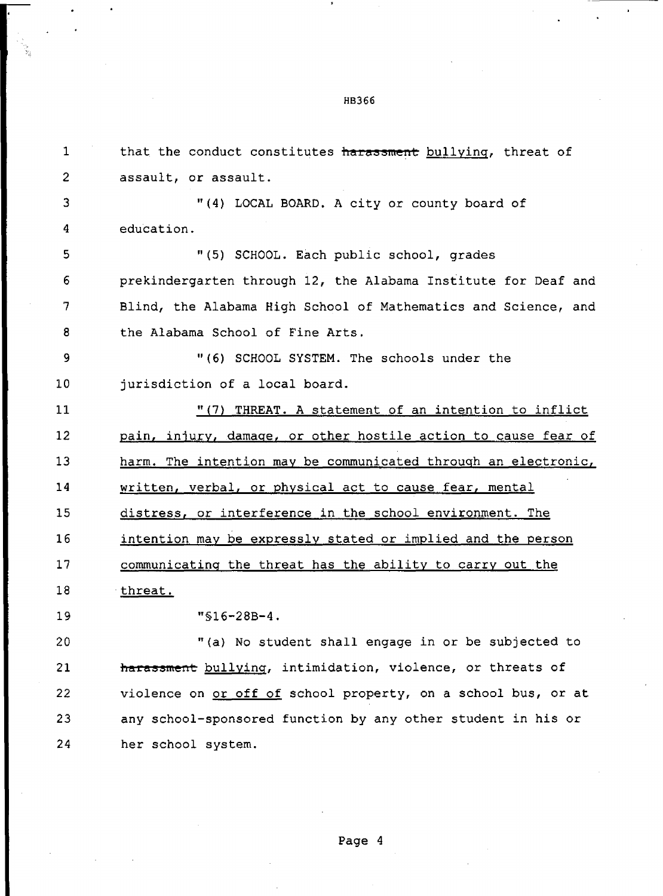that the conduct constitutes ~~harassment~~ bullying, threat of assault, or assault.

"(4) LOCAL BOARD. A city or county board of education.

"(5) SCHOOL. Each public school, grades prekindergarten through 12, the Alabama Institute for Deaf and Blind, the Alabama High School of Mathematics and Science, and the Alabama School of Fine Arts.

"(6) SCHOOL SYSTEM. The schools under the jurisdiction of a local board.

"(7) THREAT. A statement of an intention to inflict pain, injury, damage, or other hostile action to cause fear of harm. The intention may be communicated through an electronic, written, verbal, or physical act to cause fear, mental distress, or interference in the school environment. The intention may be expressly stated or implied and the person communicating the threat has the ability to carry out the threat.

"§16-28B-4.

"(a) No student shall engage in or be subjected to ~~harassment~~ bullying, intimidation, violence, or threats of violence on or off of school property, on a school bus, or at any school-sponsored function by any other student in his or her school system.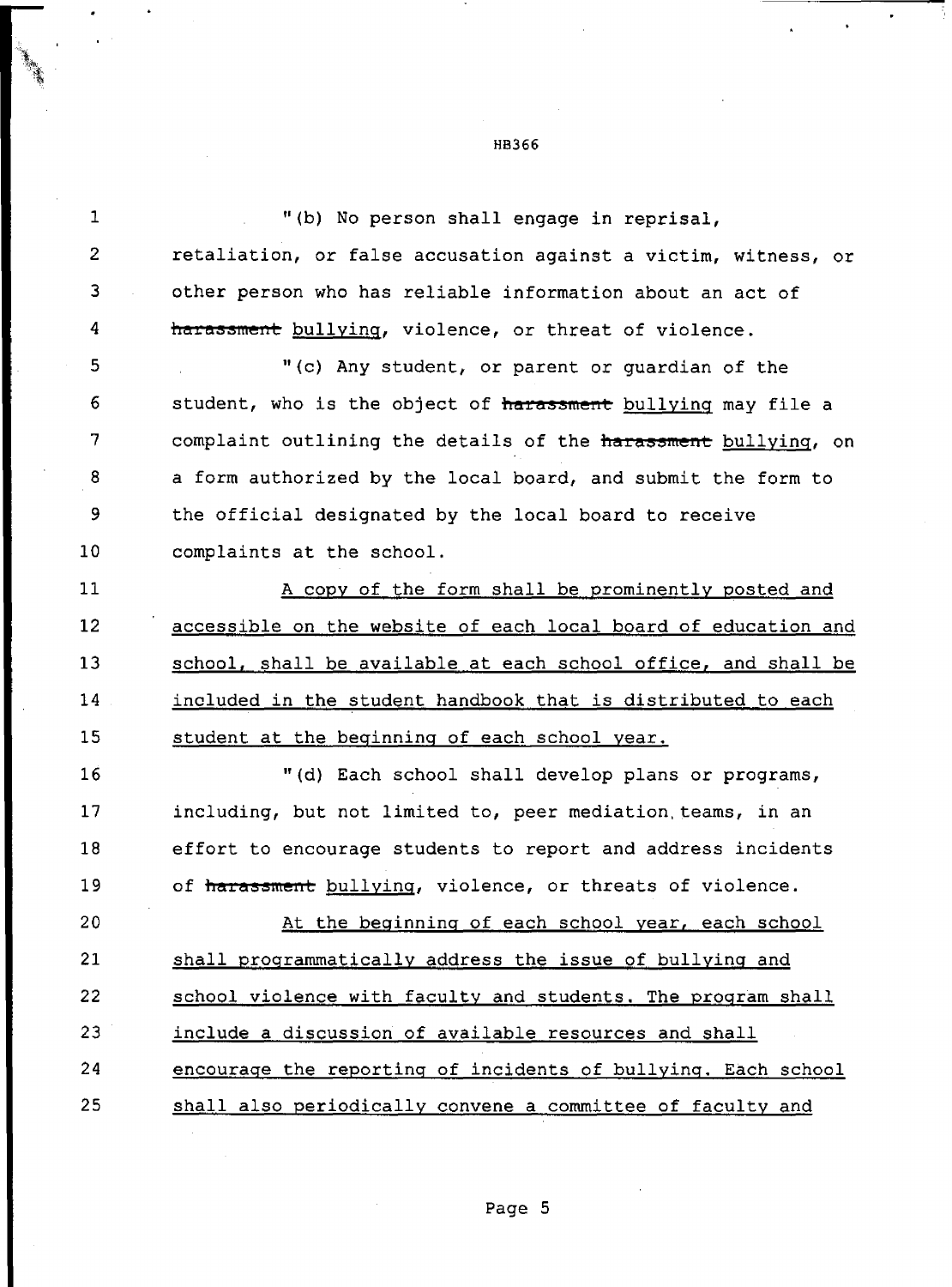"(b) No person shall engage in reprisal, retaliation, or false accusation against a victim, witness, or other person who has reliable information about an act of ~~harassment~~ bullying, violence, or threat of violence.

"(c) Any student, or parent or guardian of the student, who is the object of ~~harassment~~ bullying may file a complaint outlining the details of the ~~harassment~~ bullying, on a form authorized by the local board, and submit the form to the official designated by the local board to receive complaints at the school.

<u>A copy of the form shall be prominently posted and accessible on the website of each local board of education and school, shall be available at each school office, and shall be included in the student handbook that is distributed to each student at the beginning of each school year.</u>

"(d) Each school shall develop plans or programs, including, but not limited to, peer mediation teams, in an effort to encourage students to report and address incidents of ~~harassment~~ bullying, violence, or threats of violence.

<u>At the beginning of each school year, each school shall programmatically address the issue of bullying and school violence with faculty and students. The program shall include a discussion of available resources and shall encourage the reporting of incidents of bullying. Each school shall also periodically convene a committee of faculty and</u>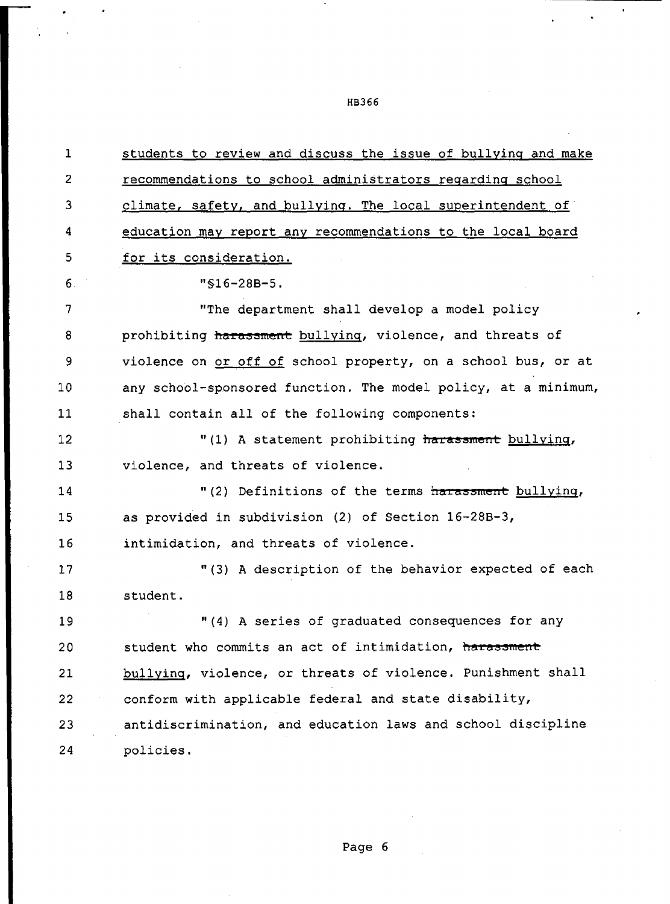students to review and discuss the issue of bullying and make recommendations to school administrators regarding school climate, safety, and bullying. The local superintendent of education may report any recommendations to the local board for its consideration.

"§16-28B-5.

"The department shall develop a model policy prohibiting ~~harassment~~ bullying, violence, and threats of violence on or off of school property, on a school bus, or at any school-sponsored function. The model policy, at a minimum, shall contain all of the following components:

"(1) A statement prohibiting ~~harassment~~ bullying, violence, and threats of violence.

"(2) Definitions of the terms ~~harassment~~ bullying, as provided in subdivision (2) of Section 16-28B-3, intimidation, and threats of violence.

"(3) A description of the behavior expected of each student.

"(4) A series of graduated consequences for any student who commits an act of intimidation, ~~harassment~~ bullying, violence, or threats of violence. Punishment shall conform with applicable federal and state disability, antidiscrimination, and education laws and school discipline policies.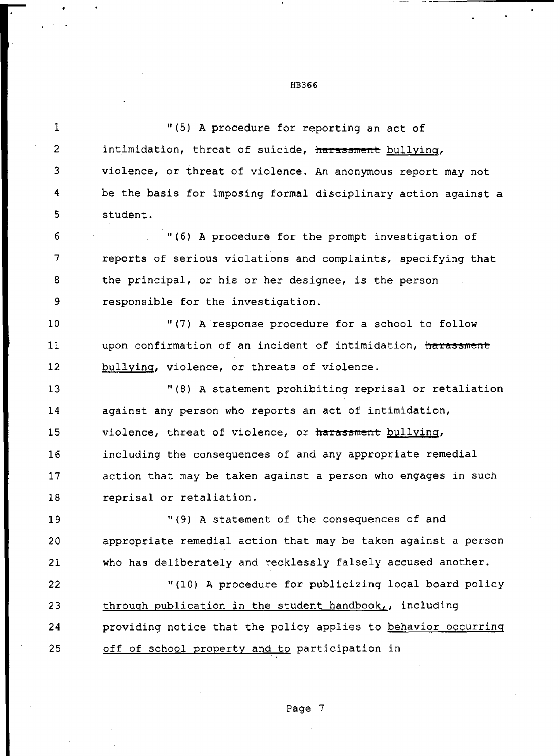"(5) A procedure for reporting an act of intimidation, threat of suicide, ~~harassment~~ <u>bullying</u>, violence, or threat of violence. An anonymous report may not be the basis for imposing formal disciplinary action against a student.

"(6) A procedure for the prompt investigation of reports of serious violations and complaints, specifying that the principal, or his or her designee, is the person responsible for the investigation.

"(7) A response procedure for a school to follow upon confirmation of an incident of intimidation, ~~harassment~~ <u>bullying</u>, violence, or threats of violence.

"(8) A statement prohibiting reprisal or retaliation against any person who reports an act of intimidation, violence, threat of violence, or ~~harassment~~ <u>bullying</u>, including the consequences of and any appropriate remedial action that may be taken against a person who engages in such reprisal or retaliation.

"(9) A statement of the consequences of and appropriate remedial action that may be taken against a person who has deliberately and recklessly falsely accused another.

"(10) A procedure for publicizing local board policy <u>through publication in the student handbook,</u>, including providing notice that the policy applies to <u>behavior occurring off of school property and to</u> participation in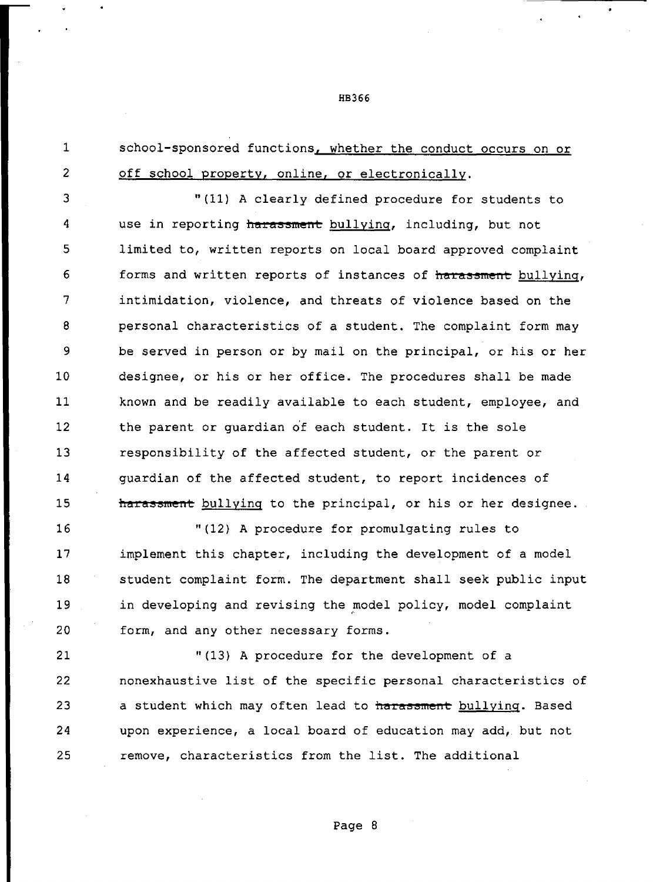school-sponsored functions, <u>whether the conduct occurs on or off school property, online, or electronically</u>.

"(11) A clearly defined procedure for students to use in reporting ~~harassment~~ <u>bullying</u>, including, but not limited to, written reports on local board approved complaint forms and written reports of instances of ~~harassment~~ <u>bullying</u>, intimidation, violence, and threats of violence based on the personal characteristics of a student. The complaint form may be served in person or by mail on the principal, or his or her designee, or his or her office. The procedures shall be made known and be readily available to each student, employee, and the parent or guardian of each student. It is the sole responsibility of the affected student, or the parent or guardian of the affected student, to report incidences of ~~harassment~~ <u>bullying</u> to the principal, or his or her designee.

"(12) A procedure for promulgating rules to implement this chapter, including the development of a model student complaint form. The department shall seek public input in developing and revising the model policy, model complaint form, and any other necessary forms.

"(13) A procedure for the development of a nonexhaustive list of the specific personal characteristics of a student which may often lead to ~~harassment~~ <u>bullying</u>. Based upon experience, a local board of education may add, but not remove, characteristics from the list. The additional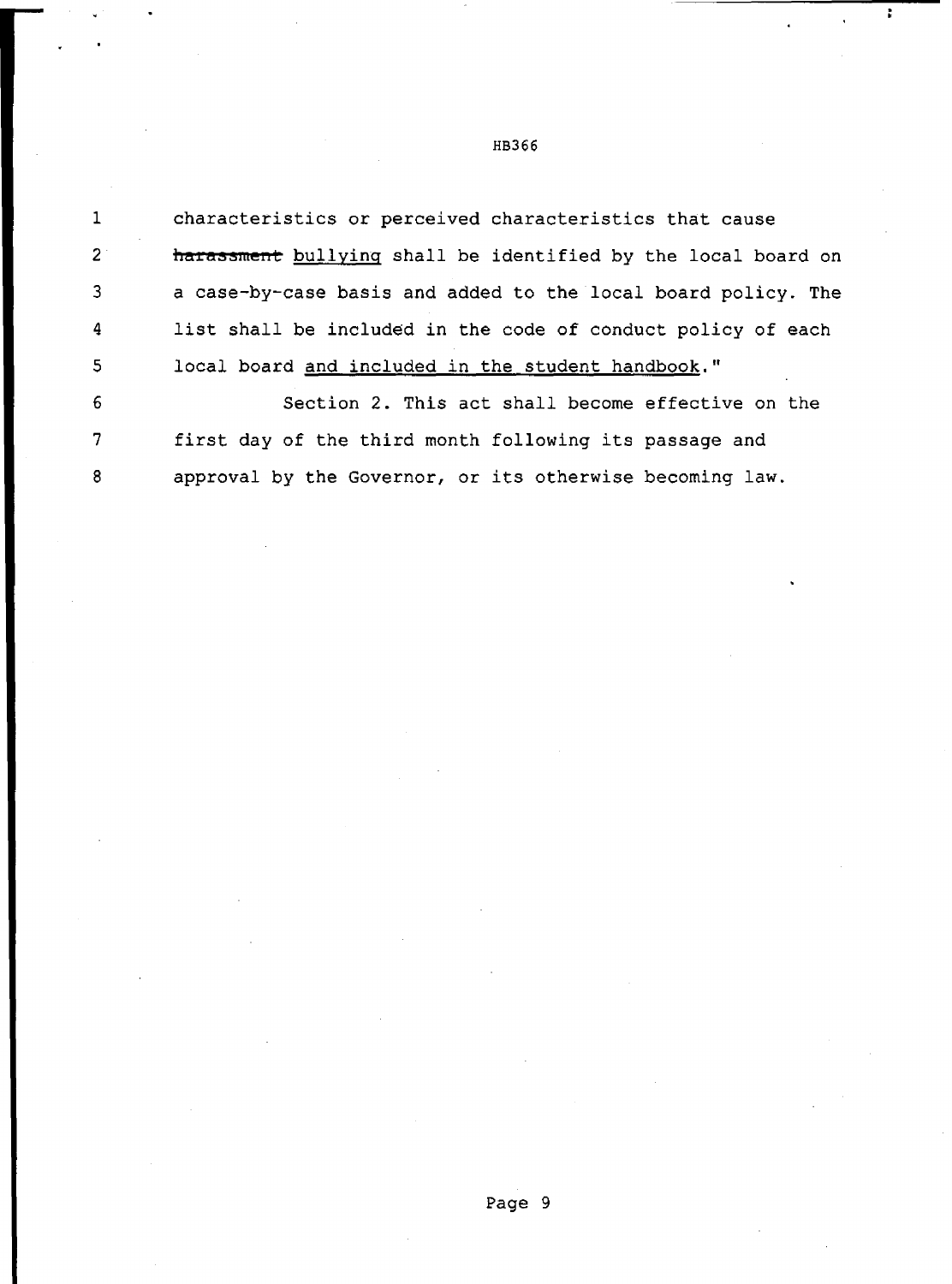characteristics or perceived characteristics that cause ~~harassment~~ <u>bullying</u> shall be identified by the local board on a case-by-case basis and added to the local board policy. The list shall be included in the code of conduct policy of each local board <u>and included in the student handbook</u>."

Section 2. This act shall become effective on the first day of the third month following its passage and approval by the Governor, or its otherwise becoming law.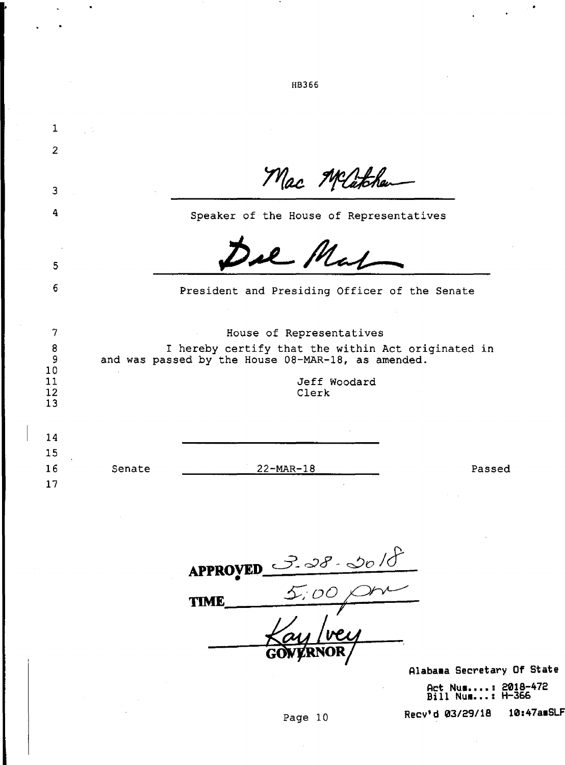HB366

Mac McCutcheon

Speaker of the House of Representatives

Del Marsh

President and Presiding Officer of the Senate

House of Representatives

I hereby certify that the within Act originated in and was passed by the House 08-MAR-18, as amended.

Jeff Woodard
Clerk

Senate 22-MAR-18 Passed

APPROVED 3-28-2018

TIME 5:00 pm

Kay Ivey
GOVERNOR

Alabama Secretary Of State

Act Num....: 2018-472
Bill Num...: H-366

Recv'd 03/29/18 10:47amSLF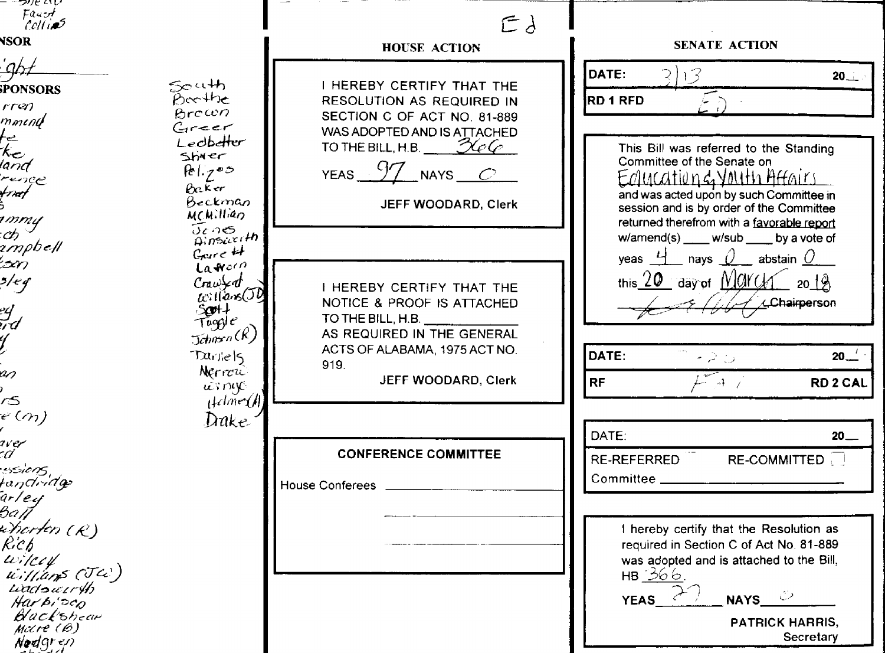Shedd
Faust
Collins

**SPONSOR**

Wright

**CO-SPONSORS**

Warren
Drummond
Hurst
Clarke
Holland
Lawrence
Whatley
...
Hammy
Rich
Campbell
Jackson
Easley
...
Ivey
...
(m)
...
Weaver
...
Sessions
Standridge
Farley
Ball
Wharton (R)
Rich
Wilcox
Williams (JW)
Wadsworth
Harbison
Blackshear
Moore (B)
Nordgren

South
Boothe
Brown
Greer
Ledbetter
Shiver
Pettus
Baker
Beckman
McMillan
Jones
Ainsworth
Garrett
Lawrence
Crawford
Williams (JD)
Scott
Tuggle
Johnson (R)
Daniels
Morrow
Wingo
Holmes (A)
Drake

Ed

## HOUSE ACTION

I HEREBY CERTIFY THAT THE RESOLUTION AS REQUIRED IN SECTION C OF ACT NO. 81-889 WAS ADOPTED AND IS ATTACHED TO THE BILL, H.B. 366

YEAS 97 NAYS 0

JEFF WOODARD, Clerk

I HEREBY CERTIFY THAT THE NOTICE & PROOF IS ATTACHED TO THE BILL, H.B. ______ AS REQUIRED IN THE GENERAL ACTS OF ALABAMA, 1975 ACT NO. 919.

JEFF WOODARD, Clerk

**CONFERENCE COMMITTEE**

House Conferees ______

## SENATE ACTION

DATE: 3/13 20__

RD 1 RFD ED

This Bill was referred to the Standing Committee of the Senate on Education & Youth Affairs and was acted upon by such Committee in session and is by order of the Committee returned therefrom with a favorable report w/amend(s) ____ w/sub ____ by a vote of yeas 4 nays 0 abstain 0 this 20 day of March 2018

______ Chairperson

DATE: ______ 20__

RF FA RD 2 CAL

DATE: ______ 20__

RE-REFERRED RE-COMMITTED

Committee ______

I hereby certify that the Resolution as required in Section C of Act No. 81-889 was adopted and is attached to the Bill, HB 366.

YEAS 27 NAYS 0

PATRICK HARRIS, Secretary